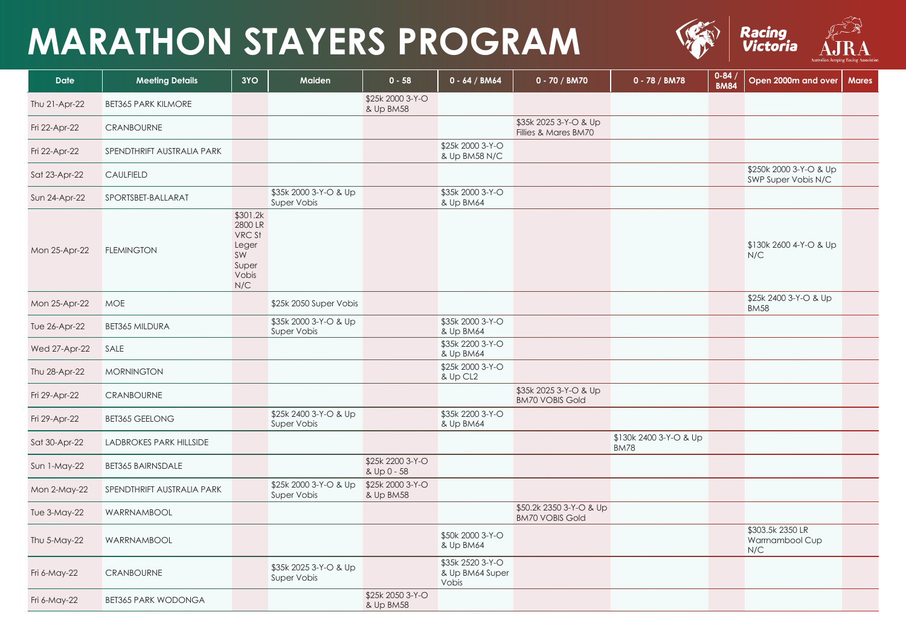# MARATHON STAYERS PROGRAM

| Date | Meeting Details | 3YO | Maiden | 0 - 58 | 0 - 64 / BM64 | 0 - 70 / BM70 | 0 - 78 / BM78 | 0-84 / BM84 | Open 2000m and over | Mares |
|---|---|---|---|---|---|---|---|---|---|---|
| Thu 21-Apr-22 | BET365 PARK KILMORE | | | $25k 2000 3-Y-O & Up BM58 | | | | | | |
| Fri 22-Apr-22 | CRANBOURNE | | | | | $35k 2025 3-Y-O & Up Fillies & Mares BM70 | | | | |
| Fri 22-Apr-22 | SPENDTHRIFT AUSTRALIA PARK | | | | $25k 2000 3-Y-O & Up BM58 N/C | | | | | |
| Sat 23-Apr-22 | CAULFIELD | | | | | | | | $250k 2000 3-Y-O & Up SWP Super Vobis N/C | |
| Sun 24-Apr-22 | SPORTSBET-BALLARAT | | $35k 2000 3-Y-O & Up Super Vobis | | $35k 2000 3-Y-O & Up BM64 | | | | | |
| Mon 25-Apr-22 | FLEMINGTON | $301.2k 2800 LR VRC St Leger SW Super Vobis N/C | | | | | | | $130k 2600 4-Y-O & Up N/C | |
| Mon 25-Apr-22 | MOE | | $25k 2050 Super Vobis | | | | | | $25k 2400 3-Y-O & Up BM58 | |
| Tue 26-Apr-22 | BET365 MILDURA | | $35k 2000 3-Y-O & Up Super Vobis | | $35k 2000 3-Y-O & Up BM64 | | | | | |
| Wed 27-Apr-22 | SALE | | | | $35k 2200 3-Y-O & Up BM64 | | | | | |
| Thu 28-Apr-22 | MORNINGTON | | | | $25k 2000 3-Y-O & Up CL2 | | | | | |
| Fri 29-Apr-22 | CRANBOURNE | | | | | $35k 2025 3-Y-O & Up BM70 VOBIS Gold | | | | |
| Fri 29-Apr-22 | BET365 GEELONG | | $25k 2400 3-Y-O & Up Super Vobis | | $35k 2200 3-Y-O & Up BM64 | | | | | |
| Sat 30-Apr-22 | LADBROKES PARK HILLSIDE | | | | | | $130k 2400 3-Y-O & Up BM78 | | | |
| Sun 1-May-22 | BET365 BAIRNSDALE | | | $25k 2200 3-Y-O & Up 0 - 58 | | | | | | |
| Mon 2-May-22 | SPENDTHRIFT AUSTRALIA PARK | | $25k 2000 3-Y-O & Up Super Vobis | $25k 2000 3-Y-O & Up BM58 | | | | | | |
| Tue 3-May-22 | WARRNAMBOOL | | | | | $50.2k 2350 3-Y-O & Up BM70 VOBIS Gold | | | | |
| Thu 5-May-22 | WARRNAMBOOL | | | | $50k 2000 3-Y-O & Up BM64 | | | | $303.5k 2350 LR Warrnambool Cup N/C | |
| Fri 6-May-22 | CRANBOURNE | | $35k 2025 3-Y-O & Up Super Vobis | | $35k 2520 3-Y-O & Up BM64 Super Vobis | | | | | |
| Fri 6-May-22 | BET365 PARK WODONGA | | | $25k 2050 3-Y-O & Up BM58 | | | | | | |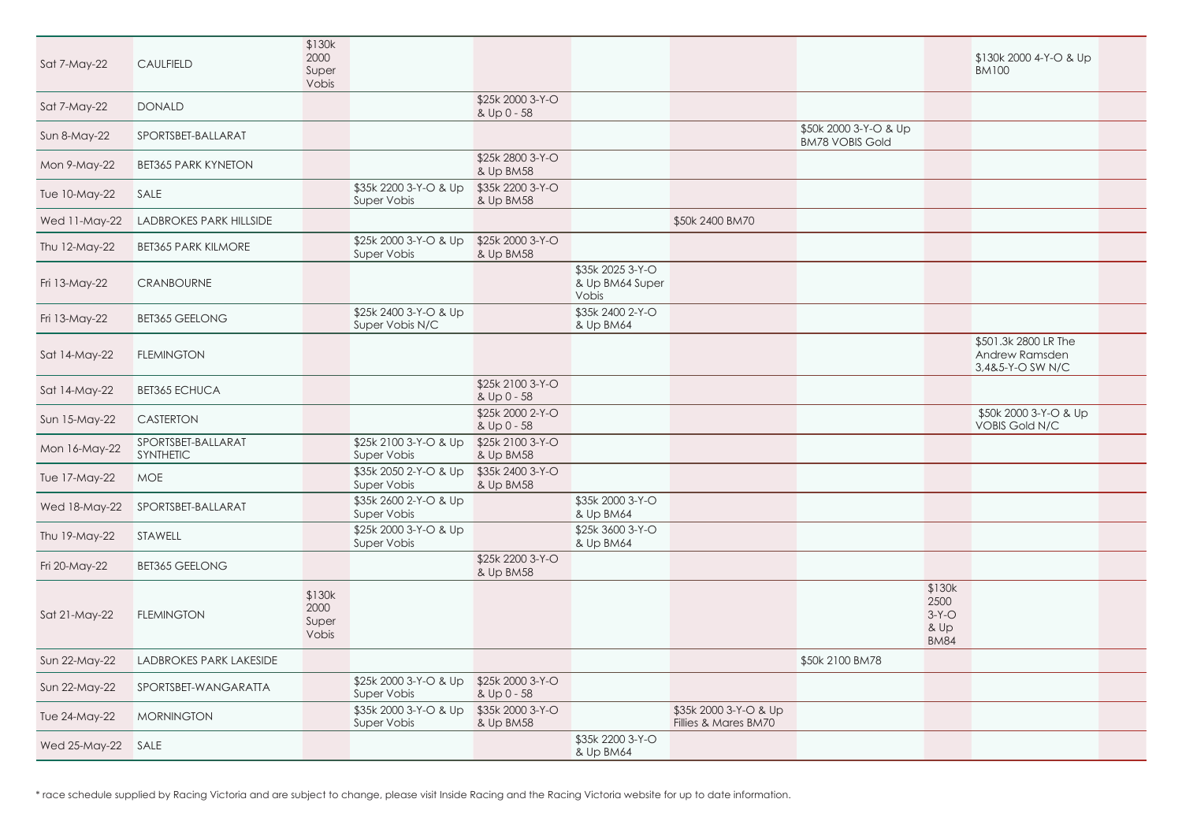| | | | | | | | | | | |
|---|---|---|---|---|---|---|---|---|---|---|
| Sat 7-May-22 | CAULFIELD | $130k 2000 Super Vobis | | | | | | | $130k 2000 4-Y-O & Up BM100 | |
| Sat 7-May-22 | DONALD | | | $25k 2000 3-Y-O & Up 0 - 58 | | | | | | |
| Sun 8-May-22 | SPORTSBET-BALLARAT | | | | | | $50k 2000 3-Y-O & Up BM78 VOBIS Gold | | | |
| Mon 9-May-22 | BET365 PARK KYNETON | | | $25k 2800 3-Y-O & Up BM58 | | | | | | |
| Tue 10-May-22 | SALE | | $35k 2200 3-Y-O & Up Super Vobis | $35k 2200 3-Y-O & Up BM58 | | | | | | |
| Wed 11-May-22 | LADBROKES PARK HILLSIDE | | | | | $50k 2400 BM70 | | | | |
| Thu 12-May-22 | BET365 PARK KILMORE | | $25k 2000 3-Y-O & Up Super Vobis | $25k 2000 3-Y-O & Up BM58 | | | | | | |
| Fri 13-May-22 | CRANBOURNE | | | | $35k 2025 3-Y-O & Up BM64 Super Vobis | | | | | |
| Fri 13-May-22 | BET365 GEELONG | | $25k 2400 3-Y-O & Up Super Vobis N/C | | $35k 2400 2-Y-O & Up BM64 | | | | | |
| Sat 14-May-22 | FLEMINGTON | | | | | | | | $501.3k 2800 LR The Andrew Ramsden 3,4&5-Y-O SW N/C | |
| Sat 14-May-22 | BET365 ECHUCA | | | $25k 2100 3-Y-O & Up 0 - 58 | | | | | | |
| Sun 15-May-22 | CASTERTON | | | $25k 2000 2-Y-O & Up 0 - 58 | | | | | $50k 2000 3-Y-O & Up VOBIS Gold N/C | |
| Mon 16-May-22 | SPORTSBET-BALLARAT SYNTHETIC | | $25k 2100 3-Y-O & Up Super Vobis | $25k 2100 3-Y-O & Up BM58 | | | | | | |
| Tue 17-May-22 | MOE | | $35k 2050 2-Y-O & Up Super Vobis | $35k 2400 3-Y-O & Up BM58 | | | | | | |
| Wed 18-May-22 | SPORTSBET-BALLARAT | | $35k 2600 2-Y-O & Up Super Vobis | | $35k 2000 3-Y-O & Up BM64 | | | | | |
| Thu 19-May-22 | STAWELL | | $25k 2000 3-Y-O & Up Super Vobis | | $25k 3600 3-Y-O & Up BM64 | | | | | |
| Fri 20-May-22 | BET365 GEELONG | | | $25k 2200 3-Y-O & Up BM58 | | | | | | |
| Sat 21-May-22 | FLEMINGTON | $130k 2000 Super Vobis | | | | | | $130k 2500 3-Y-O & Up BM84 | | |
| Sun 22-May-22 | LADBROKES PARK LAKESIDE | | | | | | $50k 2100 BM78 | | | |
| Sun 22-May-22 | SPORTSBET-WANGARATTA | | $25k 2000 3-Y-O & Up Super Vobis | $25k 2000 3-Y-O & Up 0 - 58 | | | | | | |
| Tue 24-May-22 | MORNINGTON | | $35k 2000 3-Y-O & Up Super Vobis | $35k 2000 3-Y-O & Up BM58 | | $35k 2000 3-Y-O & Up Fillies & Mares BM70 | | | | |
| Wed 25-May-22 | SALE | | | | $35k 2200 3-Y-O & Up BM64 | | | | | |

* race schedule supplied by Racing Victoria and are subject to change, please visit Inside Racing and the Racing Victoria website for up to date information.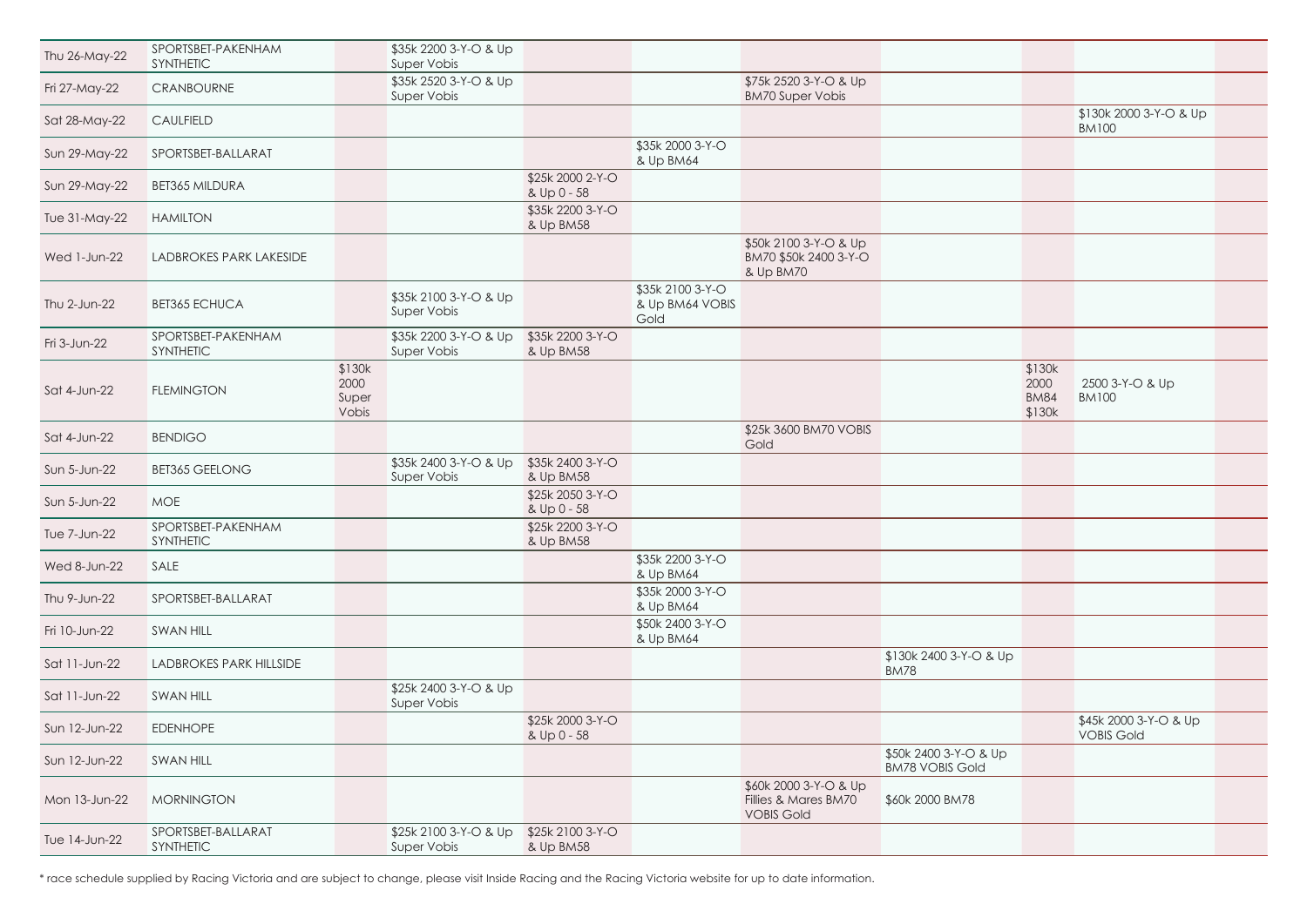| | | | | | | | | | | |
|---|---|---|---|---|---|---|---|---|---|---|
| Thu 26-May-22 | SPORTSBET-PAKENHAM SYNTHETIC | | $35k 2200 3-Y-O & Up Super Vobis | | | | | | | |
| Fri 27-May-22 | CRANBOURNE | | $35k 2520 3-Y-O & Up Super Vobis | | | $75k 2520 3-Y-O & Up BM70 Super Vobis | | | | |
| Sat 28-May-22 | CAULFIELD | | | | | | | | $130k 2000 3-Y-O & Up BM100 | |
| Sun 29-May-22 | SPORTSBET-BALLARAT | | | | $35k 2000 3-Y-O & Up BM64 | | | | | |
| Sun 29-May-22 | BET365 MILDURA | | | $25k 2000 2-Y-O & Up 0 - 58 | | | | | | |
| Tue 31-May-22 | HAMILTON | | | $35k 2200 3-Y-O & Up BM58 | | | | | | |
| Wed 1-Jun-22 | LADBROKES PARK LAKESIDE | | | | | $50k 2100 3-Y-O & Up BM70 $50k 2400 3-Y-O & Up BM70 | | | | |
| Thu 2-Jun-22 | BET365 ECHUCA | | $35k 2100 3-Y-O & Up Super Vobis | | $35k 2100 3-Y-O & Up BM64 VOBIS Gold | | | | | |
| Fri 3-Jun-22 | SPORTSBET-PAKENHAM SYNTHETIC | | $35k 2200 3-Y-O & Up Super Vobis | $35k 2200 3-Y-O & Up BM58 | | | | | | |
| Sat 4-Jun-22 | FLEMINGTON | $130k 2000 Super Vobis | | | | | | $130k 2000 BM84 $130k | 2500 3-Y-O & Up BM100 | |
| Sat 4-Jun-22 | BENDIGO | | | | | $25k 3600 BM70 VOBIS Gold | | | | |
| Sun 5-Jun-22 | BET365 GEELONG | | $35k 2400 3-Y-O & Up Super Vobis | $35k 2400 3-Y-O & Up BM58 | | | | | | |
| Sun 5-Jun-22 | MOE | | | $25k 2050 3-Y-O & Up 0 - 58 | | | | | | |
| Tue 7-Jun-22 | SPORTSBET-PAKENHAM SYNTHETIC | | | $25k 2200 3-Y-O & Up BM58 | | | | | | |
| Wed 8-Jun-22 | SALE | | | | $35k 2200 3-Y-O & Up BM64 | | | | | |
| Thu 9-Jun-22 | SPORTSBET-BALLARAT | | | | $35k 2000 3-Y-O & Up BM64 | | | | | |
| Fri 10-Jun-22 | SWAN HILL | | | | $50k 2400 3-Y-O & Up BM64 | | | | | |
| Sat 11-Jun-22 | LADBROKES PARK HILLSIDE | | | | | | $130k 2400 3-Y-O & Up BM78 | | | |
| Sat 11-Jun-22 | SWAN HILL | | $25k 2400 3-Y-O & Up Super Vobis | | | | | | | |
| Sun 12-Jun-22 | EDENHOPE | | | $25k 2000 3-Y-O & Up 0 - 58 | | | | | $45k 2000 3-Y-O & Up VOBIS Gold | |
| Sun 12-Jun-22 | SWAN HILL | | | | | | $50k 2400 3-Y-O & Up BM78 VOBIS Gold | | | |
| Mon 13-Jun-22 | MORNINGTON | | | | | $60k 2000 3-Y-O & Up Fillies & Mares BM70 VOBIS Gold | $60k 2000 BM78 | | | |
| Tue 14-Jun-22 | SPORTSBET-BALLARAT SYNTHETIC | | $25k 2100 3-Y-O & Up Super Vobis | $25k 2100 3-Y-O & Up BM58 | | | | | | |

* race schedule supplied by Racing Victoria and are subject to change, please visit Inside Racing and the Racing Victoria website for up to date information.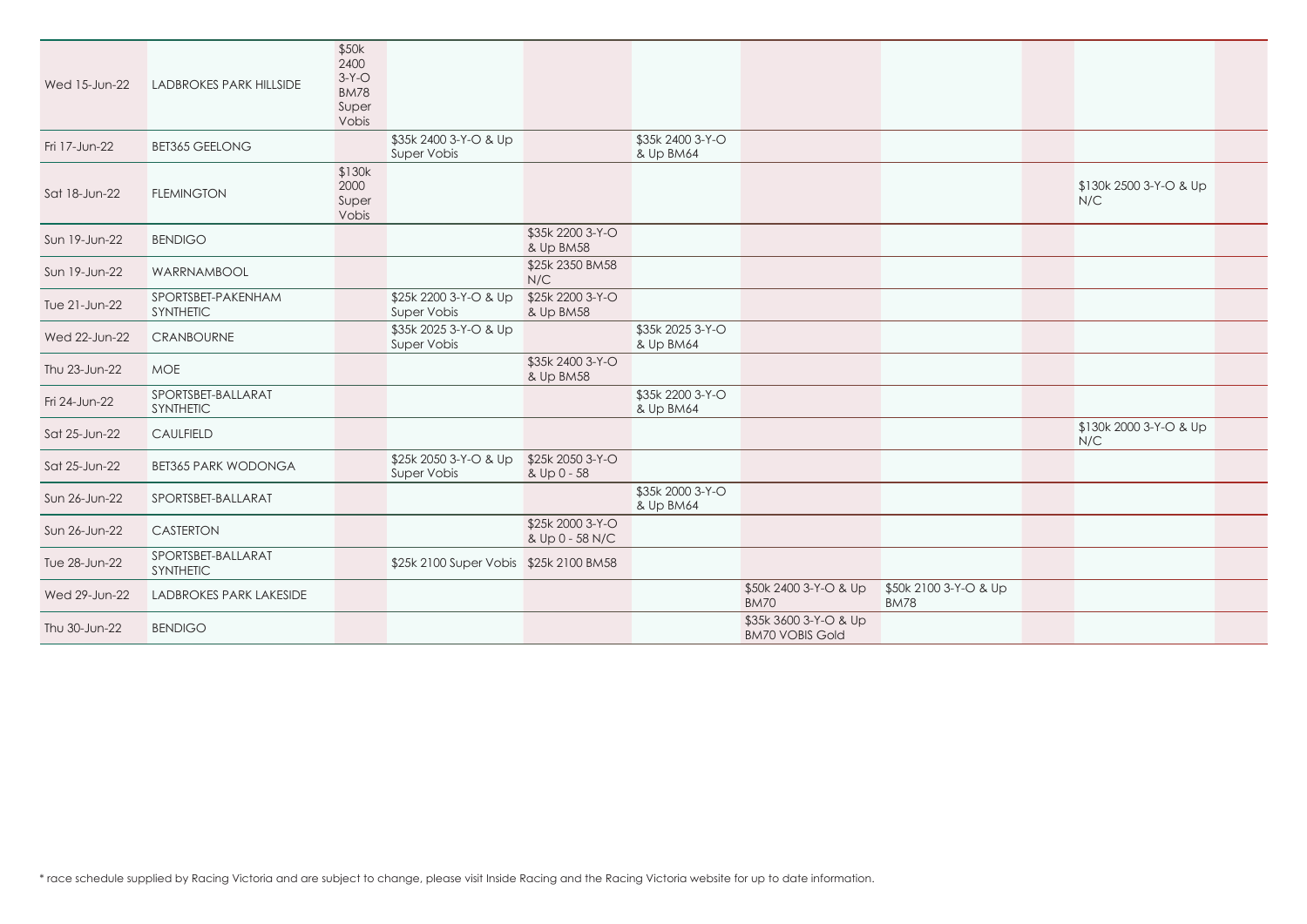| | | | | | | | | | | |
|---|---|---|---|---|---|---|---|---|---|---|
| Wed 15-Jun-22 | LADBROKES PARK HILLSIDE | $50k 2400 3-Y-O BM78 Super Vobis | | | | | | | | |
| Fri 17-Jun-22 | BET365 GEELONG | | $35k 2400 3-Y-O & Up Super Vobis | | $35k 2400 3-Y-O & Up BM64 | | | | | |
| Sat 18-Jun-22 | FLEMINGTON | $130k 2000 Super Vobis | | | | | | | $130k 2500 3-Y-O & Up N/C | |
| Sun 19-Jun-22 | BENDIGO | | | $35k 2200 3-Y-O & Up BM58 | | | | | | |
| Sun 19-Jun-22 | WARRNAMBOOL | | | $25k 2350 BM58 N/C | | | | | | |
| Tue 21-Jun-22 | SPORTSBET-PAKENHAM SYNTHETIC | | $25k 2200 3-Y-O & Up Super Vobis | $25k 2200 3-Y-O & Up BM58 | | | | | | |
| Wed 22-Jun-22 | CRANBOURNE | | $35k 2025 3-Y-O & Up Super Vobis | | $35k 2025 3-Y-O & Up BM64 | | | | | |
| Thu 23-Jun-22 | MOE | | | $35k 2400 3-Y-O & Up BM58 | | | | | | |
| Fri 24-Jun-22 | SPORTSBET-BALLARAT SYNTHETIC | | | | $35k 2200 3-Y-O & Up BM64 | | | | | |
| Sat 25-Jun-22 | CAULFIELD | | | | | | | | $130k 2000 3-Y-O & Up N/C | |
| Sat 25-Jun-22 | BET365 PARK WODONGA | | $25k 2050 3-Y-O & Up Super Vobis | $25k 2050 3-Y-O & Up 0 - 58 | | | | | | |
| Sun 26-Jun-22 | SPORTSBET-BALLARAT | | | | $35k 2000 3-Y-O & Up BM64 | | | | | |
| Sun 26-Jun-22 | CASTERTON | | | $25k 2000 3-Y-O & Up 0 - 58 N/C | | | | | | |
| Tue 28-Jun-22 | SPORTSBET-BALLARAT SYNTHETIC | | $25k 2100 Super Vobis | $25k 2100 BM58 | | | | | | |
| Wed 29-Jun-22 | LADBROKES PARK LAKESIDE | | | | | $50k 2400 3-Y-O & Up BM70 | $50k 2100 3-Y-O & Up BM78 | | | |
| Thu 30-Jun-22 | BENDIGO | | | | | $35k 3600 3-Y-O & Up BM70 VOBIS Gold | | | | |

* race schedule supplied by Racing Victoria and are subject to change, please visit Inside Racing and the Racing Victoria website for up to date information.